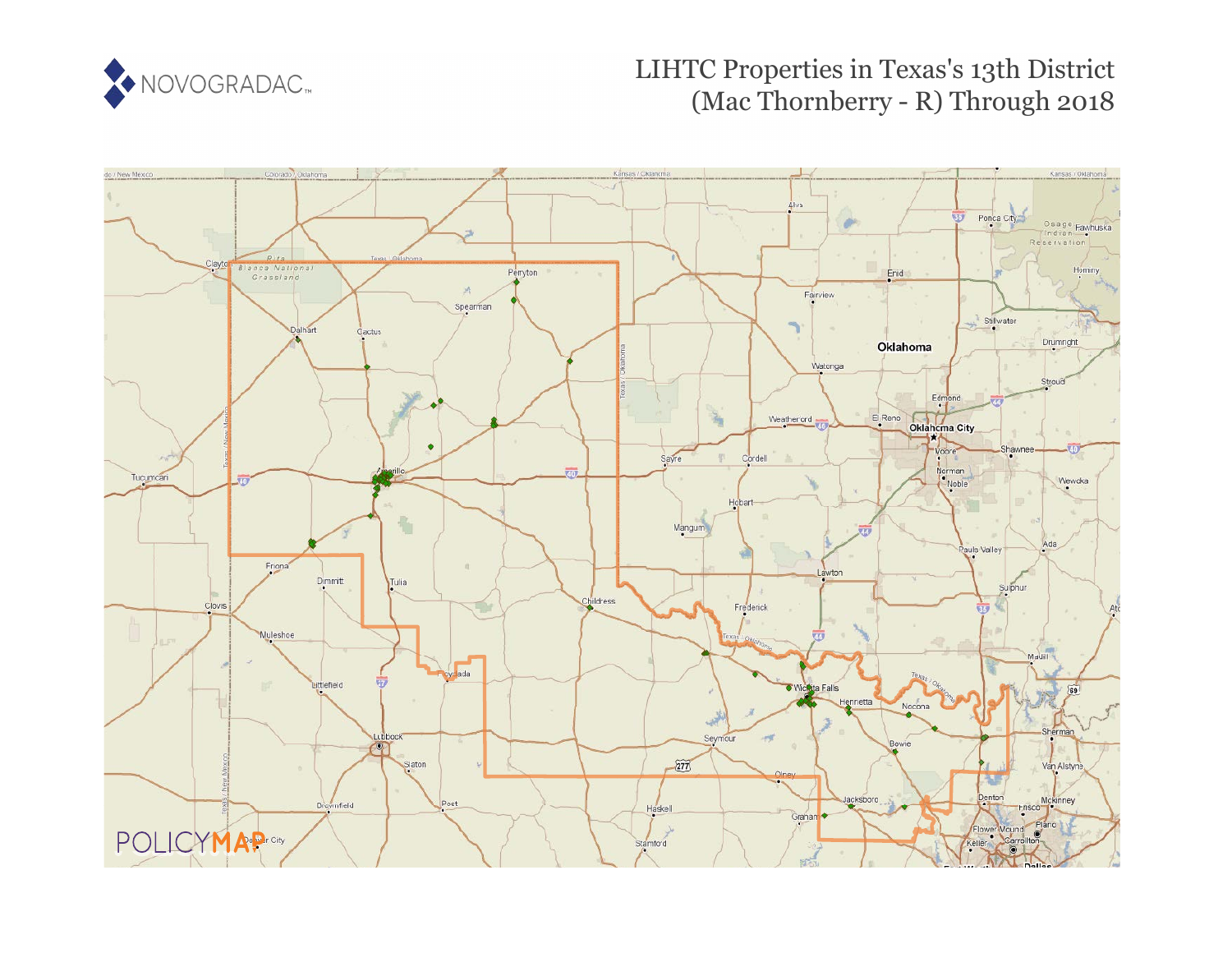# LIHTC Properties in Texas's 13th District (Mac Thornberry - R) Through 2018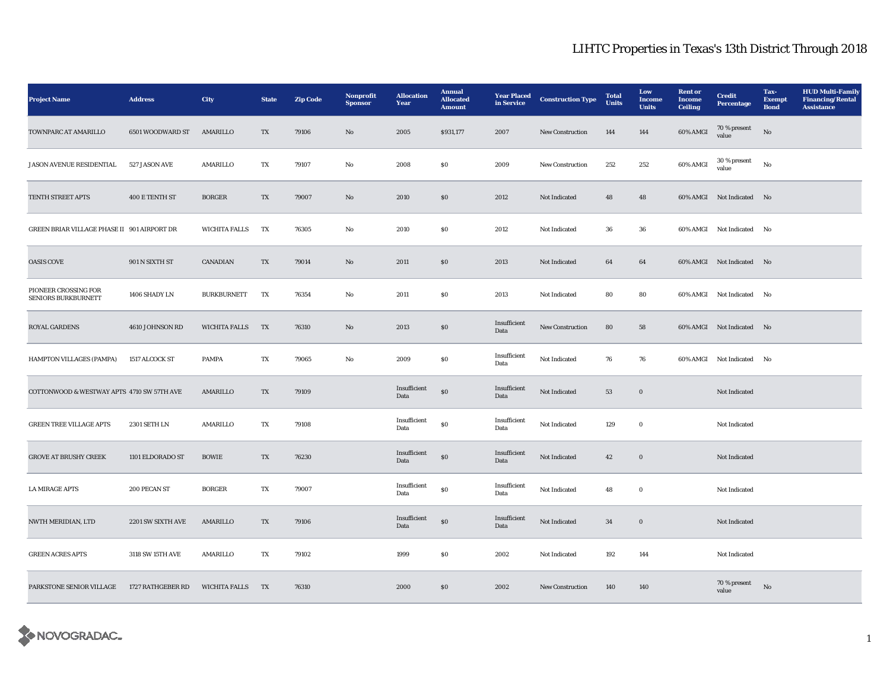# LIHTC Properties in Texas's 13th District Through 2018

| Project Name | Address | City | State | Zip Code | Nonprofit Sponsor | Allocation Year | Annual Allocated Amount | Year Placed in Service | Construction Type | Total Units | Low Income Units | Rent or Income Ceiling | Credit Percentage | Tax-Exempt Bond | HUD Multi-Family Financing/Rental Assistance |
|---|---|---|---|---|---|---|---|---|---|---|---|---|---|---|---|
| TOWNPARC AT AMARILLO | 6501 WOODWARD ST | AMARILLO | TX | 79106 | No | 2005 | $931,177 | 2007 | New Construction | 144 | 144 | 60% AMGI | 70 % present value | No | |
| JASON AVENUE RESIDENTIAL | 527 JASON AVE | AMARILLO | TX | 79107 | No | 2008 | $0 | 2009 | New Construction | 252 | 252 | 60% AMGI | 30 % present value | No | |
| TENTH STREET APTS | 400 E TENTH ST | BORGER | TX | 79007 | No | 2010 | $0 | 2012 | Not Indicated | 48 | 48 | 60% AMGI | Not Indicated | No | |
| GREEN BRIAR VILLAGE PHASE II | 901 AIRPORT DR | WICHITA FALLS | TX | 76305 | No | 2010 | $0 | 2012 | Not Indicated | 36 | 36 | 60% AMGI | Not Indicated | No | |
| OASIS COVE | 901 N SIXTH ST | CANADIAN | TX | 79014 | No | 2011 | $0 | 2013 | Not Indicated | 64 | 64 | 60% AMGI | Not Indicated | No | |
| PIONEER CROSSING FOR SENIORS BURKBURNETT | 1406 SHADY LN | BURKBURNETT | TX | 76354 | No | 2011 | $0 | 2013 | Not Indicated | 80 | 80 | 60% AMGI | Not Indicated | No | |
| ROYAL GARDENS | 4610 JOHNSON RD | WICHITA FALLS | TX | 76310 | No | 2013 | $0 | Insufficient Data | New Construction | 80 | 58 | 60% AMGI | Not Indicated | No | |
| HAMPTON VILLAGES (PAMPA) | 1517 ALCOCK ST | PAMPA | TX | 79065 | No | 2009 | $0 | Insufficient Data | Not Indicated | 76 | 76 | 60% AMGI | Not Indicated | No | |
| COTTONWOOD & WESTWAY APTS | 4710 SW 57TH AVE | AMARILLO | TX | 79109 | | Insufficient Data | $0 | Insufficient Data | Not Indicated | 53 | 0 | | Not Indicated | | |
| GREEN TREE VILLAGE APTS | 2301 SETH LN | AMARILLO | TX | 79108 | | Insufficient Data | $0 | Insufficient Data | Not Indicated | 129 | 0 | | Not Indicated | | |
| GROVE AT BRUSHY CREEK | 1101 ELDORADO ST | BOWIE | TX | 76230 | | Insufficient Data | $0 | Insufficient Data | Not Indicated | 42 | 0 | | Not Indicated | | |
| LA MIRAGE APTS | 200 PECAN ST | BORGER | TX | 79007 | | Insufficient Data | $0 | Insufficient Data | Not Indicated | 48 | 0 | | Not Indicated | | |
| NWTH MERIDIAN, LTD | 2201 SW SIXTH AVE | AMARILLO | TX | 79106 | | Insufficient Data | $0 | Insufficient Data | Not Indicated | 34 | 0 | | Not Indicated | | |
| GREEN ACRES APTS | 3118 SW 15TH AVE | AMARILLO | TX | 79102 | | 1999 | $0 | 2002 | Not Indicated | 192 | 144 | | Not Indicated | | |
| PARKSTONE SENIOR VILLAGE | 1727 RATHGEBER RD | WICHITA FALLS | TX | 76310 | | 2000 | $0 | 2002 | New Construction | 140 | 140 | | 70 % present value | No | |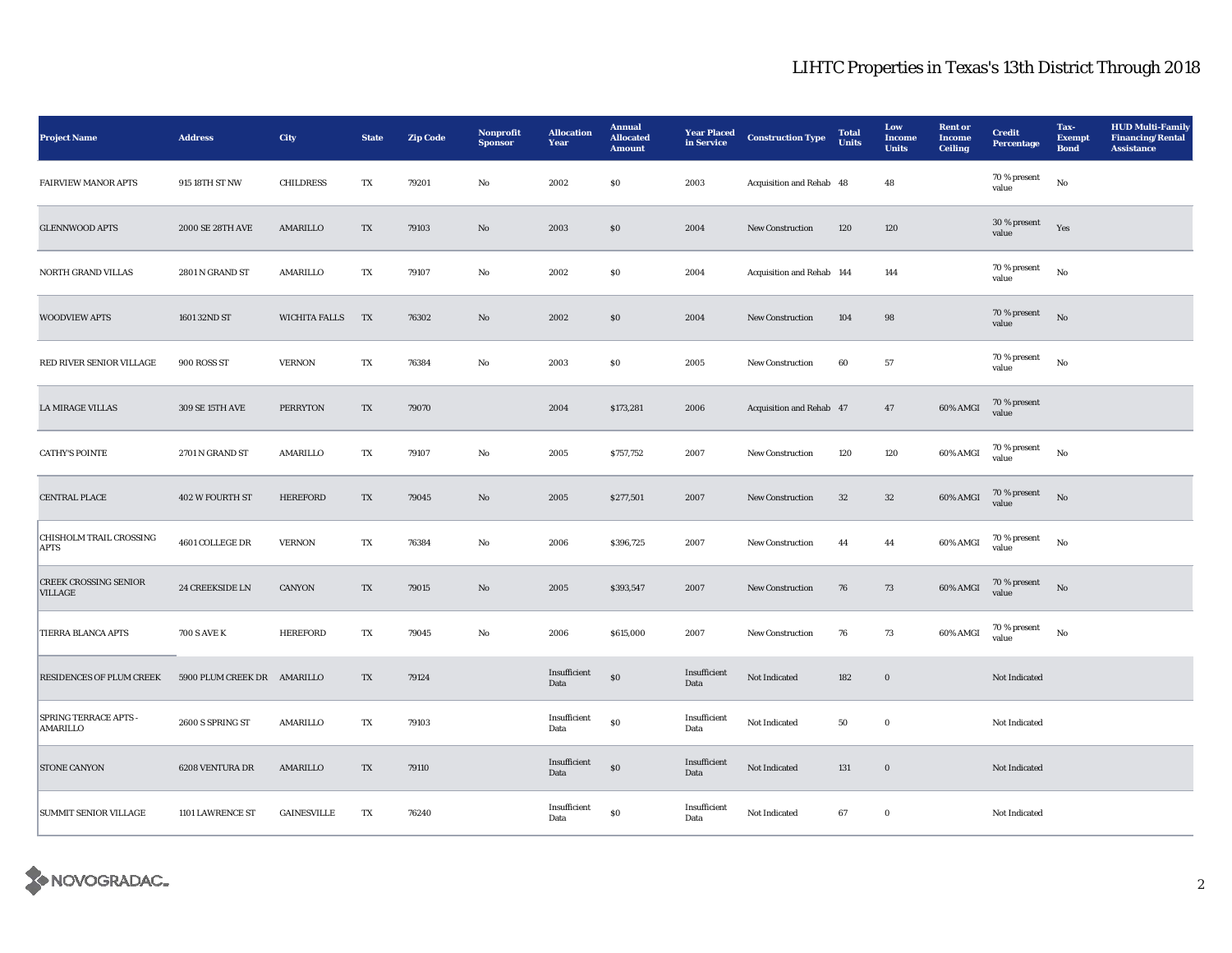# LIHTC Properties in Texas's 13th District Through 2018

| Project Name | Address | City | State | Zip Code | Nonprofit Sponsor | Allocation Year | Annual Allocated Amount | Year Placed in Service | Construction Type | Total Units | Low Income Units | Rent or Income Ceiling | Credit Percentage | Tax-Exempt Bond | HUD Multi-Family Financing/Rental Assistance |
|---|---|---|---|---|---|---|---|---|---|---|---|---|---|---|---|
| FAIRVIEW MANOR APTS | 915 18TH ST NW | CHILDRESS | TX | 79201 | No | 2002 | $0 | 2003 | Acquisition and Rehab | 48 | 48 | | 70 % present value | No | |
| GLENNWOOD APTS | 2000 SE 28TH AVE | AMARILLO | TX | 79103 | No | 2003 | $0 | 2004 | New Construction | 120 | 120 | | 30 % present value | Yes | |
| NORTH GRAND VILLAS | 2801 N GRAND ST | AMARILLO | TX | 79107 | No | 2002 | $0 | 2004 | Acquisition and Rehab | 144 | 144 | | 70 % present value | No | |
| WOODVIEW APTS | 1601 32ND ST | WICHITA FALLS | TX | 76302 | No | 2002 | $0 | 2004 | New Construction | 104 | 98 | | 70 % present value | No | |
| RED RIVER SENIOR VILLAGE | 900 ROSS ST | VERNON | TX | 76384 | No | 2003 | $0 | 2005 | New Construction | 60 | 57 | | 70 % present value | No | |
| LA MIRAGE VILLAS | 309 SE 15TH AVE | PERRYTON | TX | 79070 | | 2004 | $173,281 | 2006 | Acquisition and Rehab | 47 | 47 | 60% AMGI | 70 % present value | | |
| CATHY'S POINTE | 2701 N GRAND ST | AMARILLO | TX | 79107 | No | 2005 | $757,752 | 2007 | New Construction | 120 | 120 | 60% AMGI | 70 % present value | No | |
| CENTRAL PLACE | 402 W FOURTH ST | HEREFORD | TX | 79045 | No | 2005 | $277,501 | 2007 | New Construction | 32 | 32 | 60% AMGI | 70 % present value | No | |
| CHISHOLM TRAIL CROSSING APTS | 4601 COLLEGE DR | VERNON | TX | 76384 | No | 2006 | $396,725 | 2007 | New Construction | 44 | 44 | 60% AMGI | 70 % present value | No | |
| CREEK CROSSING SENIOR VILLAGE | 24 CREEKSIDE LN | CANYON | TX | 79015 | No | 2005 | $393,547 | 2007 | New Construction | 76 | 73 | 60% AMGI | 70 % present value | No | |
| TIERRA BLANCA APTS | 700 S AVE K | HEREFORD | TX | 79045 | No | 2006 | $615,000 | 2007 | New Construction | 76 | 73 | 60% AMGI | 70 % present value | No | |
| RESIDENCES OF PLUM CREEK | 5900 PLUM CREEK DR | AMARILLO | TX | 79124 | | Insufficient Data | $0 | Insufficient Data | Not Indicated | 182 | 0 | | Not Indicated | | |
| SPRING TERRACE APTS - AMARILLO | 2600 S SPRING ST | AMARILLO | TX | 79103 | | Insufficient Data | $0 | Insufficient Data | Not Indicated | 50 | 0 | | Not Indicated | | |
| STONE CANYON | 6208 VENTURA DR | AMARILLO | TX | 79110 | | Insufficient Data | $0 | Insufficient Data | Not Indicated | 131 | 0 | | Not Indicated | | |
| SUMMIT SENIOR VILLAGE | 1101 LAWRENCE ST | GAINESVILLE | TX | 76240 | | Insufficient Data | $0 | Insufficient Data | Not Indicated | 67 | 0 | | Not Indicated | | |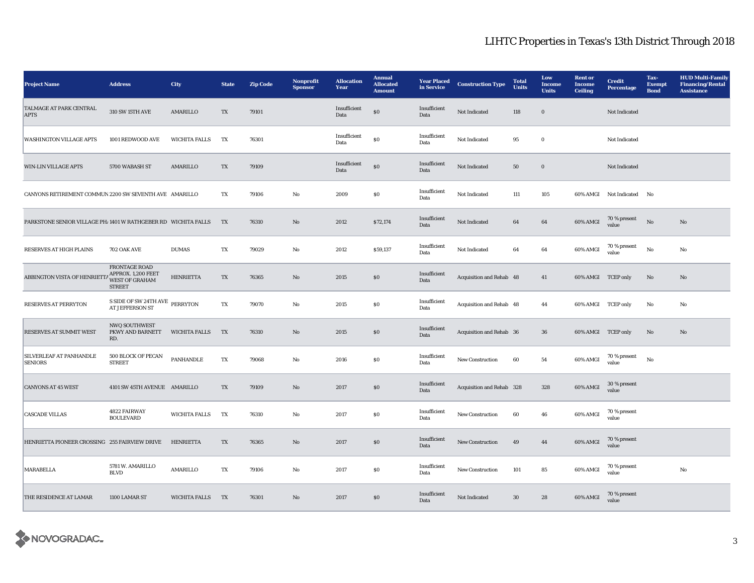## LIHTC Properties in Texas's 13th District Through 2018

| Project Name | Address | City | State | Zip Code | Nonprofit Sponsor | Allocation Year | Annual Allocated Amount | Year Placed in Service | Construction Type | Total Units | Low Income Units | Rent or Income Ceiling | Credit Percentage | Tax-Exempt Bond | HUD Multi-Family Financing/Rental Assistance |
|---|---|---|---|---|---|---|---|---|---|---|---|---|---|---|---|
| TALMAGE AT PARK CENTRAL APTS | 310 SW 15TH AVE | AMARILLO | TX | 79101 | | Insufficient Data | $0 | Insufficient Data | Not Indicated | 118 | 0 | | Not Indicated | | |
| WASHINGTON VILLAGE APTS | 1001 REDWOOD AVE | WICHITA FALLS | TX | 76301 | | Insufficient Data | $0 | Insufficient Data | Not Indicated | 95 | 0 | | Not Indicated | | |
| WIN-LIN VILLAGE APTS | 5700 WABASH ST | AMARILLO | TX | 79109 | | Insufficient Data | $0 | Insufficient Data | Not Indicated | 50 | 0 | | Not Indicated | | |
| CANYONS RETIREMENT COMMUN | 2200 SW SEVENTH AVE | AMARILLO | TX | 79106 | No | 2009 | $0 | Insufficient Data | Not Indicated | 111 | 105 | 60% AMGI | Not Indicated | No | |
| PARKSTONE SENIOR VILLAGE PH/ | 1401 W RATHGEBER RD | WICHITA FALLS | TX | 76310 | No | 2012 | $72,174 | Insufficient Data | Not Indicated | 64 | 64 | 60% AMGI | 70 % present value | No | No |
| RESERVES AT HIGH PLAINS | 702 OAK AVE | DUMAS | TX | 79029 | No | 2012 | $59,137 | Insufficient Data | Not Indicated | 64 | 64 | 60% AMGI | 70 % present value | No | No |
| ABBINGTON VISTA OF HENRIETTA | FRONTAGE ROAD APPROX. 1,200 FEET WEST OF GRAHAM STREET | HENRIETTA | TX | 76365 | No | 2015 | $0 | Insufficient Data | Acquisition and Rehab | 48 | 41 | 60% AMGI | TCEP only | No | No |
| RESERVES AT PERRYTON | S SIDE OF SW 24TH AVE AT JEFFERSON ST | PERRYTON | TX | 79070 | No | 2015 | $0 | Insufficient Data | Acquisition and Rehab | 48 | 44 | 60% AMGI | TCEP only | No | No |
| RESERVES AT SUMMIT WEST | NWQ SOUTHWEST PKWY AND BARNETT RD. | WICHITA FALLS | TX | 76310 | No | 2015 | $0 | Insufficient Data | Acquisition and Rehab | 36 | 36 | 60% AMGI | TCEP only | No | No |
| SILVERLEAF AT PANHANDLE SENIORS | 500 BLOCK OF PECAN STREET | PANHANDLE | TX | 79068 | No | 2016 | $0 | Insufficient Data | New Construction | 60 | 54 | 60% AMGI | 70 % present value | No | |
| CANYONS AT 45 WEST | 4101 SW 45TH AVENUE | AMARILLO | TX | 79109 | No | 2017 | $0 | Insufficient Data | Acquisition and Rehab | 328 | 328 | 60% AMGI | 30 % present value | | |
| CASCADE VILLAS | 4822 FAIRWAY BOULEVARD | WICHITA FALLS | TX | 76310 | No | 2017 | $0 | Insufficient Data | New Construction | 60 | 46 | 60% AMGI | 70 % present value | | |
| HENRIETTA PIONEER CROSSING | 255 FAIRVIEW DRIVE | HENRIETTA | TX | 76365 | No | 2017 | $0 | Insufficient Data | New Construction | 49 | 44 | 60% AMGI | 70 % present value | | |
| MARABELLA | 5781 W. AMARILLO BLVD | AMARILLO | TX | 79106 | No | 2017 | $0 | Insufficient Data | New Construction | 101 | 85 | 60% AMGI | 70 % present value | | No |
| THE RESIDENCE AT LAMAR | 1100 LAMAR ST | WICHITA FALLS | TX | 76301 | No | 2017 | $0 | Insufficient Data | Not Indicated | 30 | 28 | 60% AMGI | 70 % present value | | |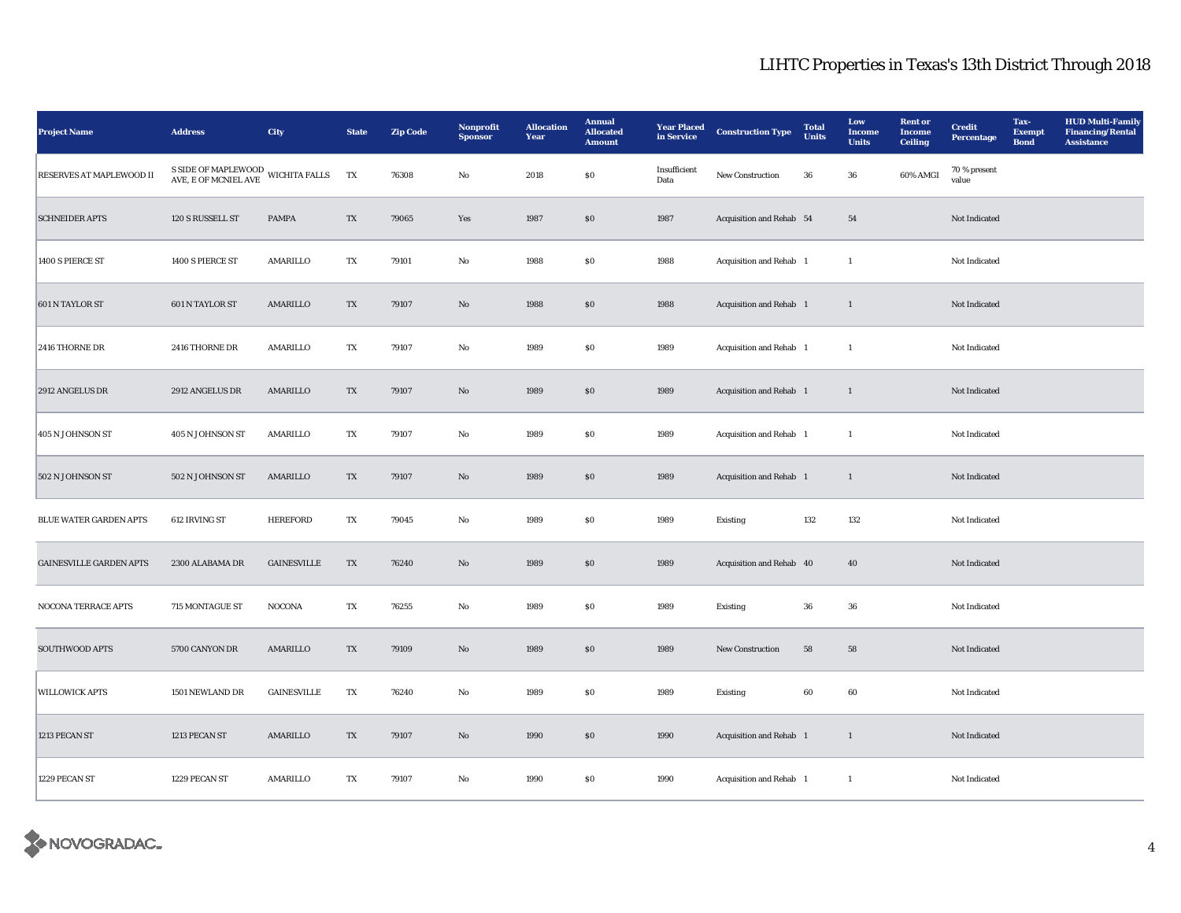## LIHTC Properties in Texas's 13th District Through 2018

| Project Name | Address | City | State | Zip Code | Nonprofit Sponsor | Allocation Year | Annual Allocated Amount | Year Placed in Service | Construction Type | Total Units | Low Income Units | Rent or Income Ceiling | Credit Percentage | Tax-Exempt Bond | HUD Multi-Family Financing/Rental Assistance |
|---|---|---|---|---|---|---|---|---|---|---|---|---|---|---|---|
| RESERVES AT MAPLEWOOD II | S SIDE OF MAPLEWOOD AVE, E OF MCNIEL AVE | WICHITA FALLS | TX | 76308 | No | 2018 | $0 | Insufficient Data | New Construction | 36 | 36 | 60% AMGI | 70 % present value | | |
| SCHNEIDER APTS | 120 S RUSSELL ST | PAMPA | TX | 79065 | Yes | 1987 | $0 | 1987 | Acquisition and Rehab | 54 | 54 | | Not Indicated | | |
| 1400 S PIERCE ST | 1400 S PIERCE ST | AMARILLO | TX | 79101 | No | 1988 | $0 | 1988 | Acquisition and Rehab | 1 | 1 | | Not Indicated | | |
| 601 N TAYLOR ST | 601 N TAYLOR ST | AMARILLO | TX | 79107 | No | 1988 | $0 | 1988 | Acquisition and Rehab | 1 | 1 | | Not Indicated | | |
| 2416 THORNE DR | 2416 THORNE DR | AMARILLO | TX | 79107 | No | 1989 | $0 | 1989 | Acquisition and Rehab | 1 | 1 | | Not Indicated | | |
| 2912 ANGELUS DR | 2912 ANGELUS DR | AMARILLO | TX | 79107 | No | 1989 | $0 | 1989 | Acquisition and Rehab | 1 | 1 | | Not Indicated | | |
| 405 N JOHNSON ST | 405 N JOHNSON ST | AMARILLO | TX | 79107 | No | 1989 | $0 | 1989 | Acquisition and Rehab | 1 | 1 | | Not Indicated | | |
| 502 N JOHNSON ST | 502 N JOHNSON ST | AMARILLO | TX | 79107 | No | 1989 | $0 | 1989 | Acquisition and Rehab | 1 | 1 | | Not Indicated | | |
| BLUE WATER GARDEN APTS | 612 IRVING ST | HEREFORD | TX | 79045 | No | 1989 | $0 | 1989 | Existing | 132 | 132 | | Not Indicated | | |
| GAINESVILLE GARDEN APTS | 2300 ALABAMA DR | GAINESVILLE | TX | 76240 | No | 1989 | $0 | 1989 | Acquisition and Rehab | 40 | 40 | | Not Indicated | | |
| NOCONA TERRACE APTS | 715 MONTAGUE ST | NOCONA | TX | 76255 | No | 1989 | $0 | 1989 | Existing | 36 | 36 | | Not Indicated | | |
| SOUTHWOOD APTS | 5700 CANYON DR | AMARILLO | TX | 79109 | No | 1989 | $0 | 1989 | New Construction | 58 | 58 | | Not Indicated | | |
| WILLOWICK APTS | 1501 NEWLAND DR | GAINESVILLE | TX | 76240 | No | 1989 | $0 | 1989 | Existing | 60 | 60 | | Not Indicated | | |
| 1213 PECAN ST | 1213 PECAN ST | AMARILLO | TX | 79107 | No | 1990 | $0 | 1990 | Acquisition and Rehab | 1 | 1 | | Not Indicated | | |
| 1229 PECAN ST | 1229 PECAN ST | AMARILLO | TX | 79107 | No | 1990 | $0 | 1990 | Acquisition and Rehab | 1 | 1 | | Not Indicated | | |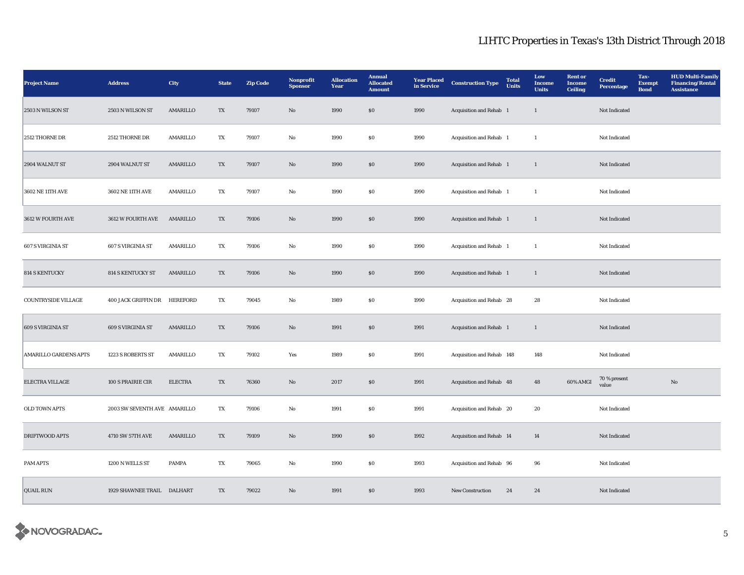# LIHTC Properties in Texas's 13th District Through 2018

| Project Name | Address | City | State | Zip Code | Nonprofit Sponsor | Allocation Year | Annual Allocated Amount | Year Placed in Service | Construction Type | Total Units | Low Income Units | Rent or Income Ceiling | Credit Percentage | Tax-Exempt Bond | HUD Multi-Family Financing/Rental Assistance |
|---|---|---|---|---|---|---|---|---|---|---|---|---|---|---|---|
| 2503 N WILSON ST | 2503 N WILSON ST | AMARILLO | TX | 79107 | No | 1990 | $0 | 1990 | Acquisition and Rehab | 1 | 1 | | Not Indicated | | |
| 2512 THORNE DR | 2512 THORNE DR | AMARILLO | TX | 79107 | No | 1990 | $0 | 1990 | Acquisition and Rehab | 1 | 1 | | Not Indicated | | |
| 2904 WALNUT ST | 2904 WALNUT ST | AMARILLO | TX | 79107 | No | 1990 | $0 | 1990 | Acquisition and Rehab | 1 | 1 | | Not Indicated | | |
| 3602 NE 11TH AVE | 3602 NE 11TH AVE | AMARILLO | TX | 79107 | No | 1990 | $0 | 1990 | Acquisition and Rehab | 1 | 1 | | Not Indicated | | |
| 3612 W FOURTH AVE | 3612 W FOURTH AVE | AMARILLO | TX | 79106 | No | 1990 | $0 | 1990 | Acquisition and Rehab | 1 | 1 | | Not Indicated | | |
| 607 S VIRGINIA ST | 607 S VIRGINIA ST | AMARILLO | TX | 79106 | No | 1990 | $0 | 1990 | Acquisition and Rehab | 1 | 1 | | Not Indicated | | |
| 814 S KENTUCKY | 814 S KENTUCKY ST | AMARILLO | TX | 79106 | No | 1990 | $0 | 1990 | Acquisition and Rehab | 1 | 1 | | Not Indicated | | |
| COUNTRYSIDE VILLAGE | 400 JACK GRIFFIN DR | HEREFORD | TX | 79045 | No | 1989 | $0 | 1990 | Acquisition and Rehab | 28 | 28 | | Not Indicated | | |
| 609 S VIRGINIA ST | 609 S VIRGINIA ST | AMARILLO | TX | 79106 | No | 1991 | $0 | 1991 | Acquisition and Rehab | 1 | 1 | | Not Indicated | | |
| AMARILLO GARDENS APTS | 1223 S ROBERTS ST | AMARILLO | TX | 79102 | Yes | 1989 | $0 | 1991 | Acquisition and Rehab | 148 | 148 | | Not Indicated | | |
| ELECTRA VILLAGE | 100 S PRAIRIE CIR | ELECTRA | TX | 76360 | No | 2017 | $0 | 1991 | Acquisition and Rehab | 48 | 48 | 60% AMGI | 70 % present value | | No |
| OLD TOWN APTS | 2003 SW SEVENTH AVE | AMARILLO | TX | 79106 | No | 1991 | $0 | 1991 | Acquisition and Rehab | 20 | 20 | | Not Indicated | | |
| DRIFTWOOD APTS | 4710 SW 57TH AVE | AMARILLO | TX | 79109 | No | 1990 | $0 | 1992 | Acquisition and Rehab | 14 | 14 | | Not Indicated | | |
| PAM APTS | 1200 N WELLS ST | PAMPA | TX | 79065 | No | 1990 | $0 | 1993 | Acquisition and Rehab | 96 | 96 | | Not Indicated | | |
| QUAIL RUN | 1929 SHAWNEE TRAIL | DALHART | TX | 79022 | No | 1991 | $0 | 1993 | New Construction | 24 | 24 | | Not Indicated | | |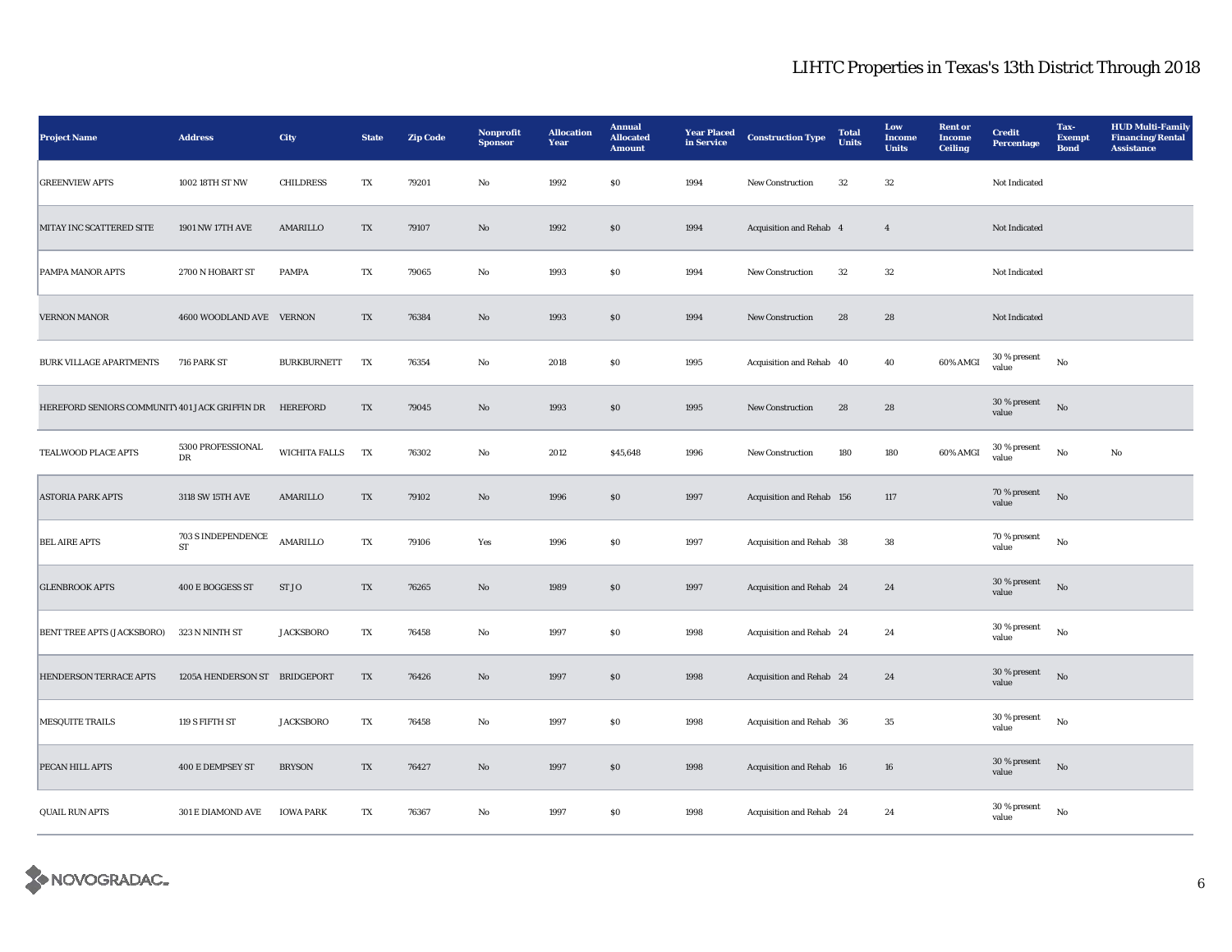# LIHTC Properties in Texas's 13th District Through 2018

| Project Name | Address | City | State | Zip Code | Nonprofit Sponsor | Allocation Year | Annual Allocated Amount | Year Placed in Service | Construction Type | Total Units | Low Income Units | Rent or Income Ceiling | Credit Percentage | Tax-Exempt Bond | HUD Multi-Family Financing/Rental Assistance |
|---|---|---|---|---|---|---|---|---|---|---|---|---|---|---|---|
| GREENVIEW APTS | 1002 18TH ST NW | CHILDRESS | TX | 79201 | No | 1992 | $0 | 1994 | New Construction | 32 | 32 | | Not Indicated | | |
| MITAY INC SCATTERED SITE | 1901 NW 17TH AVE | AMARILLO | TX | 79107 | No | 1992 | $0 | 1994 | Acquisition and Rehab | 4 | 4 | | Not Indicated | | |
| PAMPA MANOR APTS | 2700 N HOBART ST | PAMPA | TX | 79065 | No | 1993 | $0 | 1994 | New Construction | 32 | 32 | | Not Indicated | | |
| VERNON MANOR | 4600 WOODLAND AVE | VERNON | TX | 76384 | No | 1993 | $0 | 1994 | New Construction | 28 | 28 | | Not Indicated | | |
| BURK VILLAGE APARTMENTS | 716 PARK ST | BURKBURNETT | TX | 76354 | No | 2018 | $0 | 1995 | Acquisition and Rehab | 40 | 40 | 60% AMGI | 30 % present value | No | |
| HEREFORD SENIORS COMMUNITY | 401 JACK GRIFFIN DR | HEREFORD | TX | 79045 | No | 1993 | $0 | 1995 | New Construction | 28 | 28 | | 30 % present value | No | |
| TEALWOOD PLACE APTS | 5300 PROFESSIONAL DR | WICHITA FALLS | TX | 76302 | No | 2012 | $45,648 | 1996 | New Construction | 180 | 180 | 60% AMGI | 30 % present value | No | No |
| ASTORIA PARK APTS | 3118 SW 15TH AVE | AMARILLO | TX | 79102 | No | 1996 | $0 | 1997 | Acquisition and Rehab | 156 | 117 | | 70 % present value | No | |
| BEL AIRE APTS | 703 S INDEPENDENCE ST | AMARILLO | TX | 79106 | Yes | 1996 | $0 | 1997 | Acquisition and Rehab | 38 | 38 | | 70 % present value | No | |
| GLENBROOK APTS | 400 E BOGGESS ST | ST JO | TX | 76265 | No | 1989 | $0 | 1997 | Acquisition and Rehab | 24 | 24 | | 30 % present value | No | |
| BENT TREE APTS (JACKSBORO) | 323 N NINTH ST | JACKSBORO | TX | 76458 | No | 1997 | $0 | 1998 | Acquisition and Rehab | 24 | 24 | | 30 % present value | No | |
| HENDERSON TERRACE APTS | 1205A HENDERSON ST | BRIDGEPORT | TX | 76426 | No | 1997 | $0 | 1998 | Acquisition and Rehab | 24 | 24 | | 30 % present value | No | |
| MESQUITE TRAILS | 119 S FIFTH ST | JACKSBORO | TX | 76458 | No | 1997 | $0 | 1998 | Acquisition and Rehab | 36 | 35 | | 30 % present value | No | |
| PECAN HILL APTS | 400 E DEMPSEY ST | BRYSON | TX | 76427 | No | 1997 | $0 | 1998 | Acquisition and Rehab | 16 | 16 | | 30 % present value | No | |
| QUAIL RUN APTS | 301 E DIAMOND AVE | IOWA PARK | TX | 76367 | No | 1997 | $0 | 1998 | Acquisition and Rehab | 24 | 24 | | 30 % present value | No | |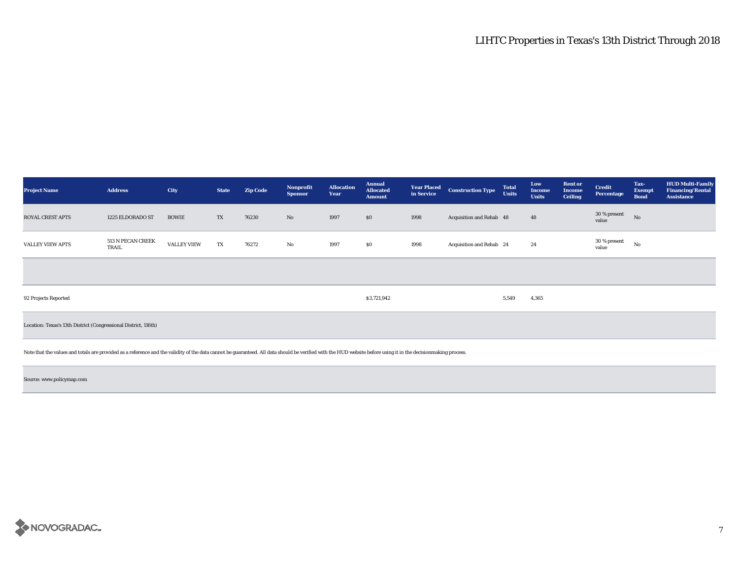# LIHTC Properties in Texas's 13th District Through 2018

| Project Name | Address | City | State | Zip Code | Nonprofit Sponsor | Allocation Year | Annual Allocated Amount | Year Placed in Service | Construction Type | Total Units | Low Income Units | Rent or Income Ceiling | Credit Percentage | Tax-Exempt Bond | HUD Multi-Family Financing/Rental Assistance |
|---|---|---|---|---|---|---|---|---|---|---|---|---|---|---|---|
| ROYAL CREST APTS | 1225 ELDORADO ST | BOWIE | TX | 76230 | No | 1997 | $0 | 1998 | Acquisition and Rehab | 48 | 48 | | 30 % present value | No | |
| VALLEY VIEW APTS | 513 N PECAN CREEK TRAIL | VALLEY VIEW | TX | 76272 | No | 1997 | $0 | 1998 | Acquisition and Rehab | 24 | 24 | | 30 % present value | No | |
| | | | | | | | | | | | | | | | |
| 92 Projects Reported | | | | | | | $3,721,942 | | | 5,549 | 4,365 | | | | |

Location: Texas's 13th District (Congressional District, 116th)

Note that the values and totals are provided as a reference and the validity of the data cannot be guaranteed. All data should be verified with the HUD website before using it in the decisionmaking process.

Source: www.policymap.com